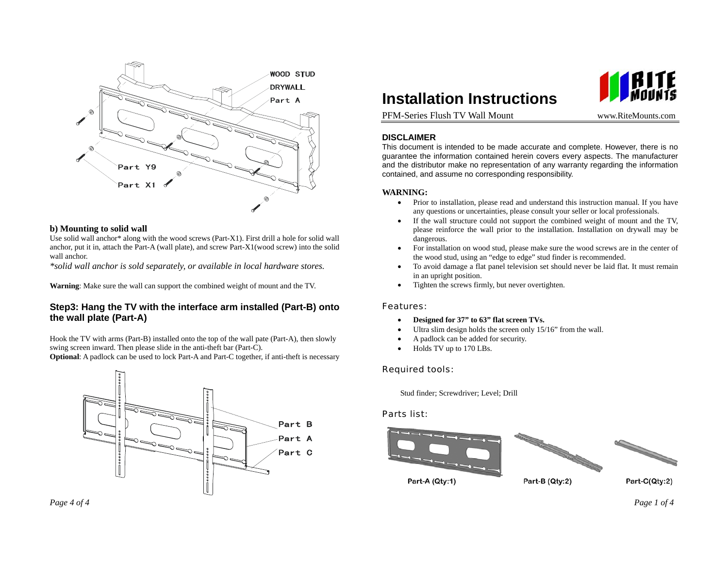b) Mounting to solid wall

Use solid wall anchor* along with the wood screws (Part-X1). First drill a hole for solid wall anchor, put it in, attach the Part-A (wall plate), and screw Part-X1(wood screw) into the solid wall anchor.

*\*solid wall anchor is sold separately, or available in local hardware stores.*

**Warning**: Make sure the wall can support the combined weight of mount and the TV.

## Step3: Hang the TV with the interface arm installed (Part-B) onto the wall plate (Part-A)

Hook the TV with arms (Part-B) installed onto the top of the wall pate (Part-A), then slowly swing screen inward. Then please slide in the anti-theft bar (Part-C).

**Optional**: A padlock can be used to lock Part-A and Part-C together, if anti-theft is necessary

# Installation Instructions

PFM-Series Flush TV Wall Mount www.RiteMounts.com

## DISCLAIMER

This document is intended to be made accurate and complete. However, there is no guarantee the information contained herein covers every aspects. The manufacturer and the distributor make no representation of any warranty regarding the information contained, and assume no corresponding responsibility.

**WARNING:**

- Prior to installation, please read and understand this instruction manual. If you have any questions or uncertainties, please consult your seller or local professionals.
- If the wall structure could not support the combined weight of mount and the TV, please reinforce the wall prior to the installation. Installation on drywall may be dangerous.
- For installation on wood stud, please make sure the wood screws are in the center of the wood stud, using an "edge to edge" stud finder is recommended.
- To avoid damage a flat panel television set should never be laid flat. It must remain in an upright position.
- Tighten the screws firmly, but never overtighten.

## Features:

- **Designed for 37" to 63" flat screen TVs.**
- Ultra slim design holds the screen only 15/16" from the wall.
- A padlock can be added for security.
- Holds TV up to 170 LBs.

## Required tools:

Stud finder; Screwdriver; Level; Drill

## Parts list:

Part-A (Qty:1) Part-B (Qty:2) Part-C(Qty:2)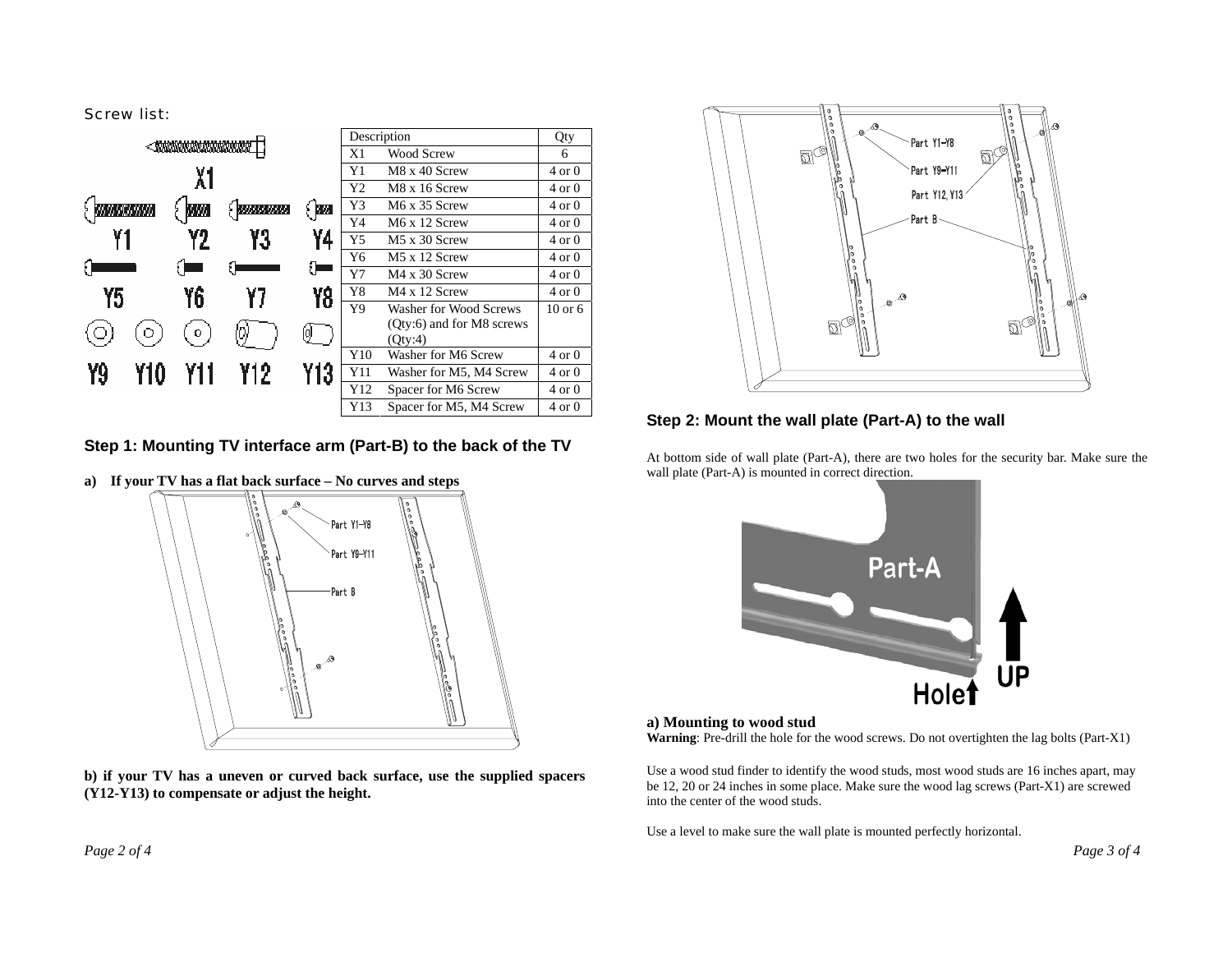Screw list:

| Description | | Qty |
| --- | --- | --- |
| X1 | Wood Screw | 6 |
| Y1 | M8 x 40 Screw | 4 or 0 |
| Y2 | M8 x 16 Screw | 4 or 0 |
| Y3 | M6 x 35 Screw | 4 or 0 |
| Y4 | M6 x 12 Screw | 4 or 0 |
| Y5 | M5 x 30 Screw | 4 or 0 |
| Y6 | M5 x 12 Screw | 4 or 0 |
| Y7 | M4 x 30 Screw | 4 or 0 |
| Y8 | M4 x 12 Screw | 4 or 0 |
| Y9 | Washer for Wood Screws (Qty:6) and for M8 screws (Qty:4) | 10 or 6 |
| Y10 | Washer for M6 Screw | 4 or 0 |
| Y11 | Washer for M5, M4 Screw | 4 or 0 |
| Y12 | Spacer for M6 Screw | 4 or 0 |
| Y13 | Spacer for M5, M4 Screw | 4 or 0 |

## Step 1: Mounting TV interface arm (Part-B) to the back of the TV

**a) If your TV has a flat back surface – No curves and steps**

Part Y1–Y8
Part Y9–Y11
Part B

**b) if your TV has a uneven or curved back surface, use the supplied spacers (Y12-Y13) to compensate or adjust the height.**

Part Y1–Y8
Part Y9–Y11
Part Y12, Y13
Part B

## Step 2: Mount the wall plate (Part-A) to the wall

At bottom side of wall plate (Part-A), there are two holes for the security bar. Make sure the wall plate (Part-A) is mounted in correct direction.

Part-A
UP
Hole

**a) Mounting to wood stud**

**Warning**: Pre-drill the hole for the wood screws. Do not overtighten the lag bolts (Part-X1)

Use a wood stud finder to identify the wood studs, most wood studs are 16 inches apart, may be 12, 20 or 24 inches in some place. Make sure the wood lag screws (Part-X1) are screwed into the center of the wood studs.

Use a level to make sure the wall plate is mounted perfectly horizontal.